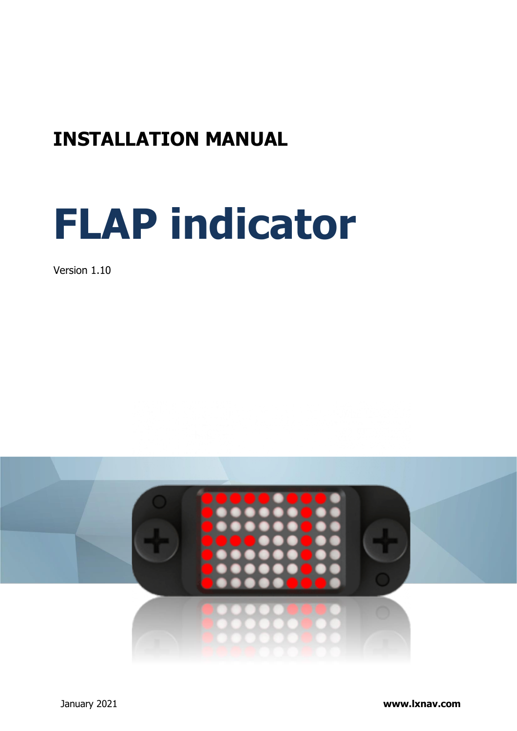# INSTALLATION MANUAL

# FLAP indicator

Version 1.10

January 2021

**www.lxnav.com**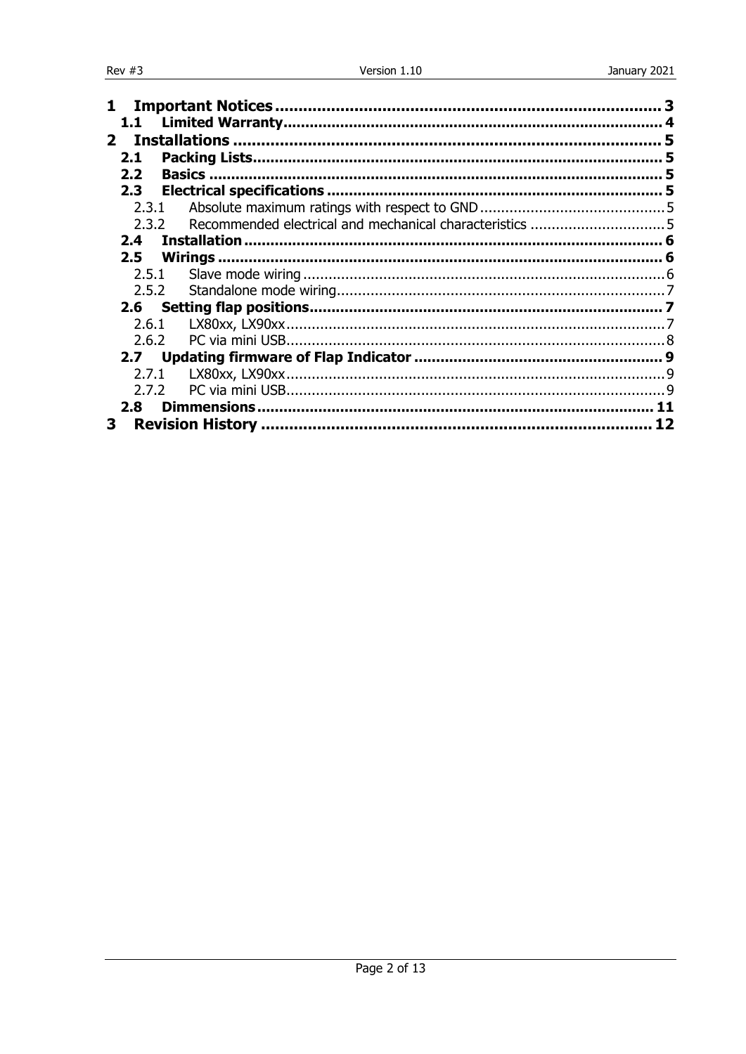**1 Important Notices** ........................................................................ 3
  **1.1 Limited Warranty** ........................................................................ 4
**2 Installations** ........................................................................ 5
  **2.1 Packing Lists** ........................................................................ 5
  **2.2 Basics** ........................................................................ 5
  **2.3 Electrical specifications** ........................................................................ 5
    2.3.1 Absolute maximum ratings with respect to GND ........................................................................ 5
    2.3.2 Recommended electrical and mechanical characteristics ........................................................................ 5
  **2.4 Installation** ........................................................................ 6
  **2.5 Wirings** ........................................................................ 6
    2.5.1 Slave mode wiring ........................................................................ 6
    2.5.2 Standalone mode wiring ........................................................................ 7
  **2.6 Setting flap positions** ........................................................................ 7
    2.6.1 LX80xx, LX90xx ........................................................................ 7
    2.6.2 PC via mini USB ........................................................................ 8
  **2.7 Updating firmware of Flap Indicator** ........................................................................ 9
    2.7.1 LX80xx, LX90xx ........................................................................ 9
    2.7.2 PC via mini USB ........................................................................ 9
  **2.8 Dimmensions** ........................................................................ 11
**3 Revision History** ........................................................................ 12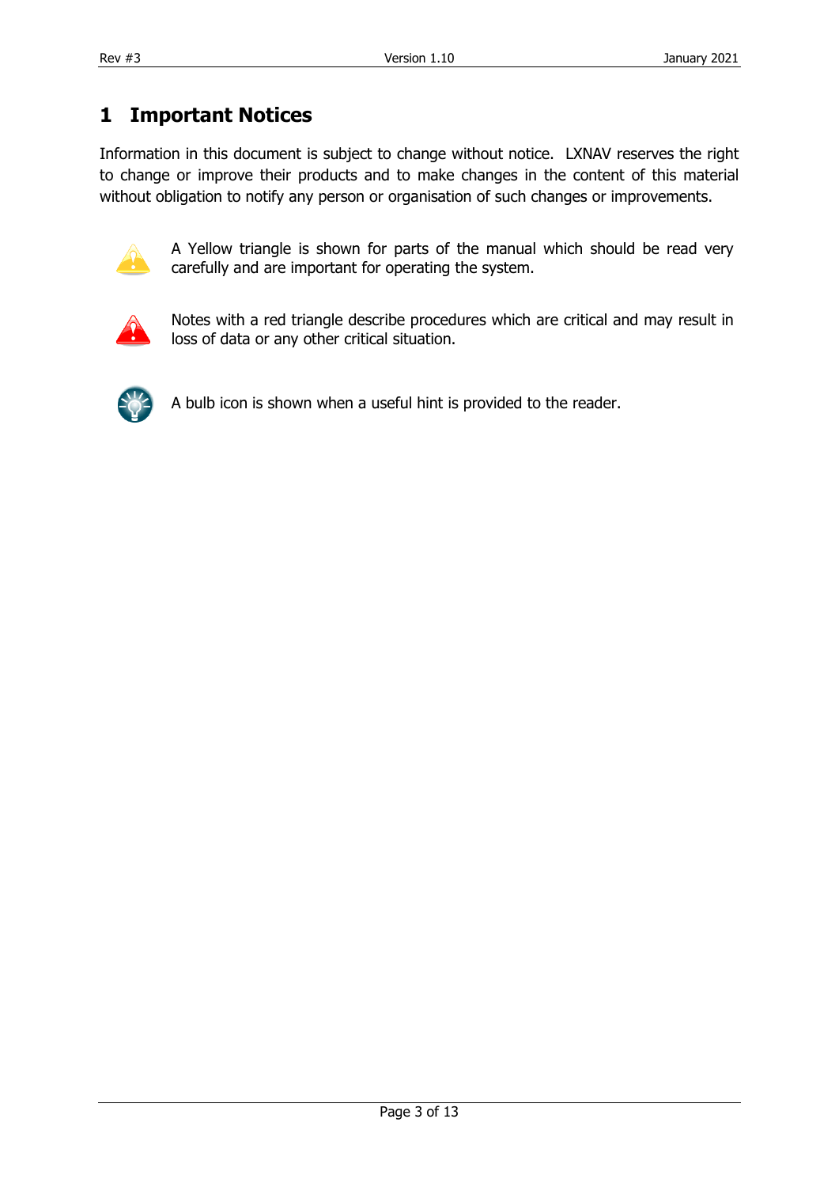# 1 Important Notices

Information in this document is subject to change without notice. LXNAV reserves the right to change or improve their products and to make changes in the content of this material without obligation to notify any person or organisation of such changes or improvements.

A Yellow triangle is shown for parts of the manual which should be read very carefully and are important for operating the system.

Notes with a red triangle describe procedures which are critical and may result in loss of data or any other critical situation.

A bulb icon is shown when a useful hint is provided to the reader.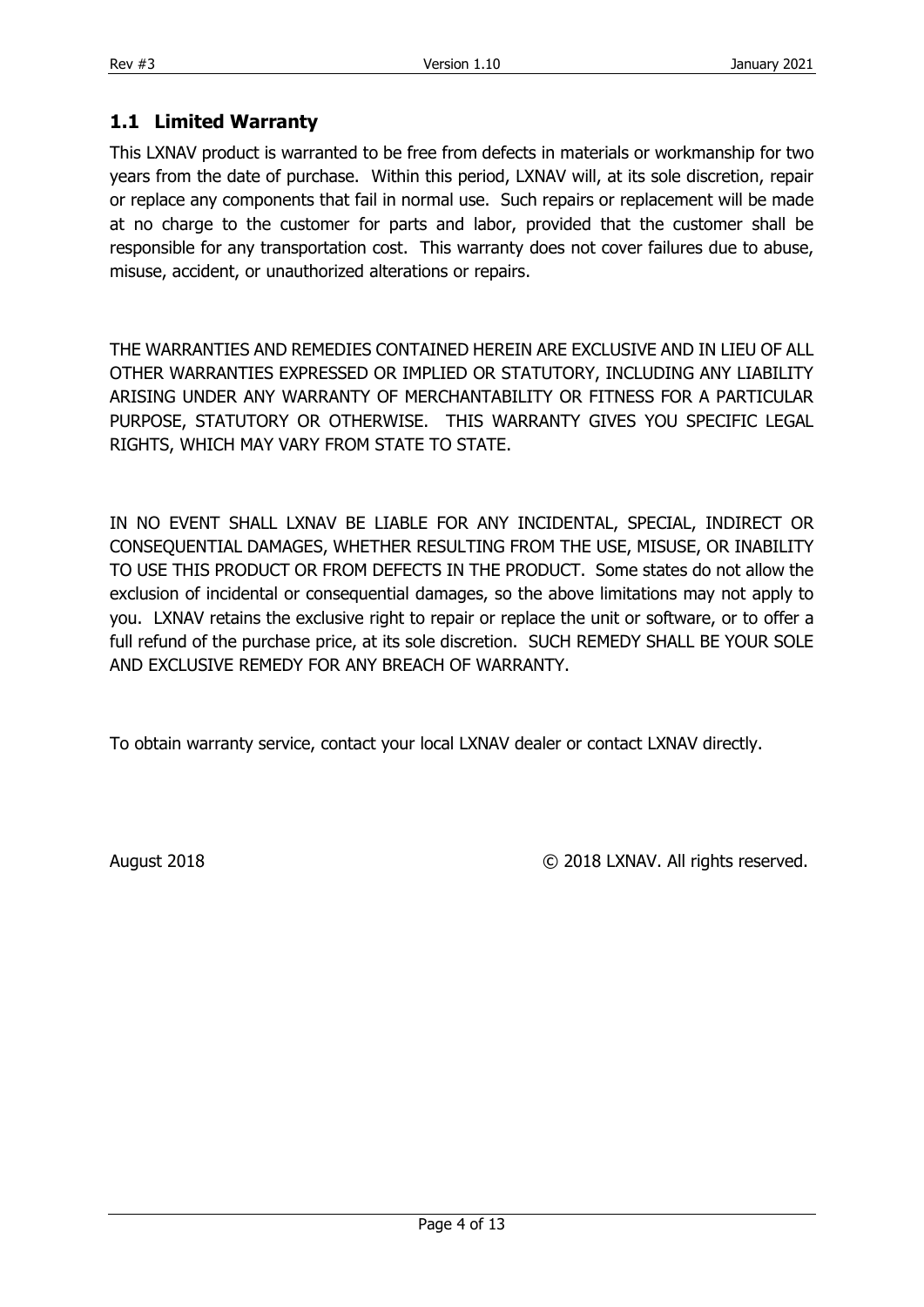## 1.1 Limited Warranty

This LXNAV product is warranted to be free from defects in materials or workmanship for two years from the date of purchase. Within this period, LXNAV will, at its sole discretion, repair or replace any components that fail in normal use. Such repairs or replacement will be made at no charge to the customer for parts and labor, provided that the customer shall be responsible for any transportation cost. This warranty does not cover failures due to abuse, misuse, accident, or unauthorized alterations or repairs.

THE WARRANTIES AND REMEDIES CONTAINED HEREIN ARE EXCLUSIVE AND IN LIEU OF ALL OTHER WARRANTIES EXPRESSED OR IMPLIED OR STATUTORY, INCLUDING ANY LIABILITY ARISING UNDER ANY WARRANTY OF MERCHANTABILITY OR FITNESS FOR A PARTICULAR PURPOSE, STATUTORY OR OTHERWISE. THIS WARRANTY GIVES YOU SPECIFIC LEGAL RIGHTS, WHICH MAY VARY FROM STATE TO STATE.

IN NO EVENT SHALL LXNAV BE LIABLE FOR ANY INCIDENTAL, SPECIAL, INDIRECT OR CONSEQUENTIAL DAMAGES, WHETHER RESULTING FROM THE USE, MISUSE, OR INABILITY TO USE THIS PRODUCT OR FROM DEFECTS IN THE PRODUCT. Some states do not allow the exclusion of incidental or consequential damages, so the above limitations may not apply to you. LXNAV retains the exclusive right to repair or replace the unit or software, or to offer a full refund of the purchase price, at its sole discretion. SUCH REMEDY SHALL BE YOUR SOLE AND EXCLUSIVE REMEDY FOR ANY BREACH OF WARRANTY.

To obtain warranty service, contact your local LXNAV dealer or contact LXNAV directly.

August 2018 © 2018 LXNAV. All rights reserved.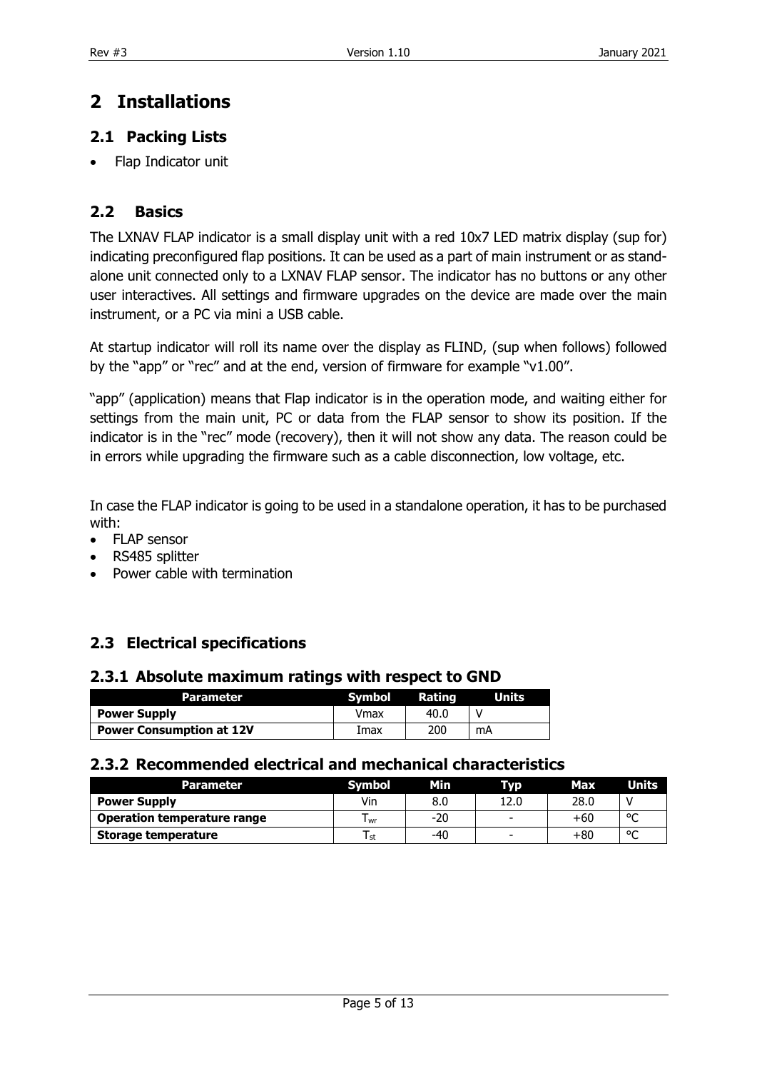# 2 Installations

## 2.1 Packing Lists

- Flap Indicator unit

## 2.2 Basics

The LXNAV FLAP indicator is a small display unit with a red 10x7 LED matrix display (sup for) indicating preconfigured flap positions. It can be used as a part of main instrument or as stand-alone unit connected only to a LXNAV FLAP sensor. The indicator has no buttons or any other user interactives. All settings and firmware upgrades on the device are made over the main instrument, or a PC via mini a USB cable.

At startup indicator will roll its name over the display as FLIND, (sup when follows) followed by the "app" or "rec" and at the end, version of firmware for example "v1.00".

"app" (application) means that Flap indicator is in the operation mode, and waiting either for settings from the main unit, PC or data from the FLAP sensor to show its position. If the indicator is in the "rec" mode (recovery), then it will not show any data. The reason could be in errors while upgrading the firmware such as a cable disconnection, low voltage, etc.

In case the FLAP indicator is going to be used in a standalone operation, it has to be purchased with:

- FLAP sensor
- RS485 splitter
- Power cable with termination

## 2.3 Electrical specifications

### 2.3.1 Absolute maximum ratings with respect to GND

| Parameter | Symbol | Rating | Units |
|---|---|---|---|
| **Power Supply** | Vmax | 40.0 | V |
| **Power Consumption at 12V** | Imax | 200 | mA |

### 2.3.2 Recommended electrical and mechanical characteristics

| Parameter | Symbol | Min | Typ | Max | Units |
|---|---|---|---|---|---|
| **Power Supply** | Vin | 8.0 | 12.0 | 28.0 | V |
| **Operation temperature range** | $T_{wr}$ | -20 | - | +60 | °C |
| **Storage temperature** | $T_{st}$ | -40 | - | +80 | °C |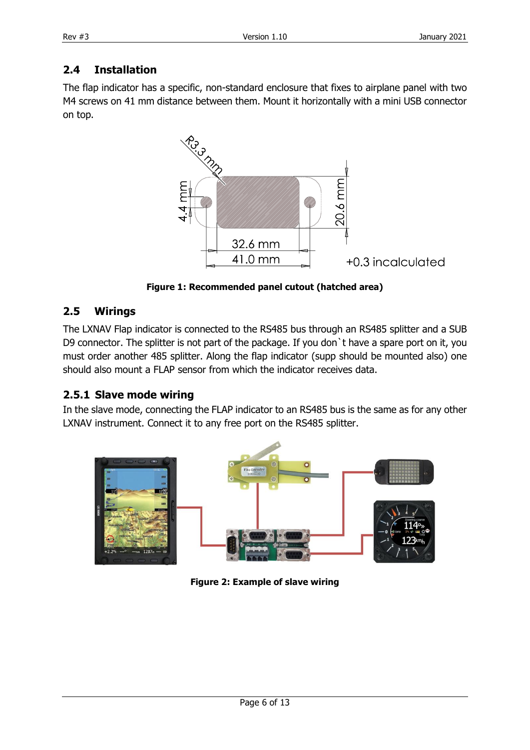## 2.4 Installation

The flap indicator has a specific, non-standard enclosure that fixes to airplane panel with two M4 screws on 41 mm distance between them. Mount it horizontally with a mini USB connector on top.

Figure 1: Recommended panel cutout (hatched area)

## 2.5 Wirings

The LXNAV Flap indicator is connected to the RS485 bus through an RS485 splitter and a SUB D9 connector. The splitter is not part of the package. If you don`t have a spare port on it, you must order another 485 splitter. Along the flap indicator (supp should be mounted also) one should also mount a FLAP sensor from which the indicator receives data.

### 2.5.1 Slave mode wiring

In the slave mode, connecting the FLAP indicator to an RS485 bus is the same as for any other LXNAV instrument. Connect it to any free port on the RS485 splitter.

Figure 2: Example of slave wiring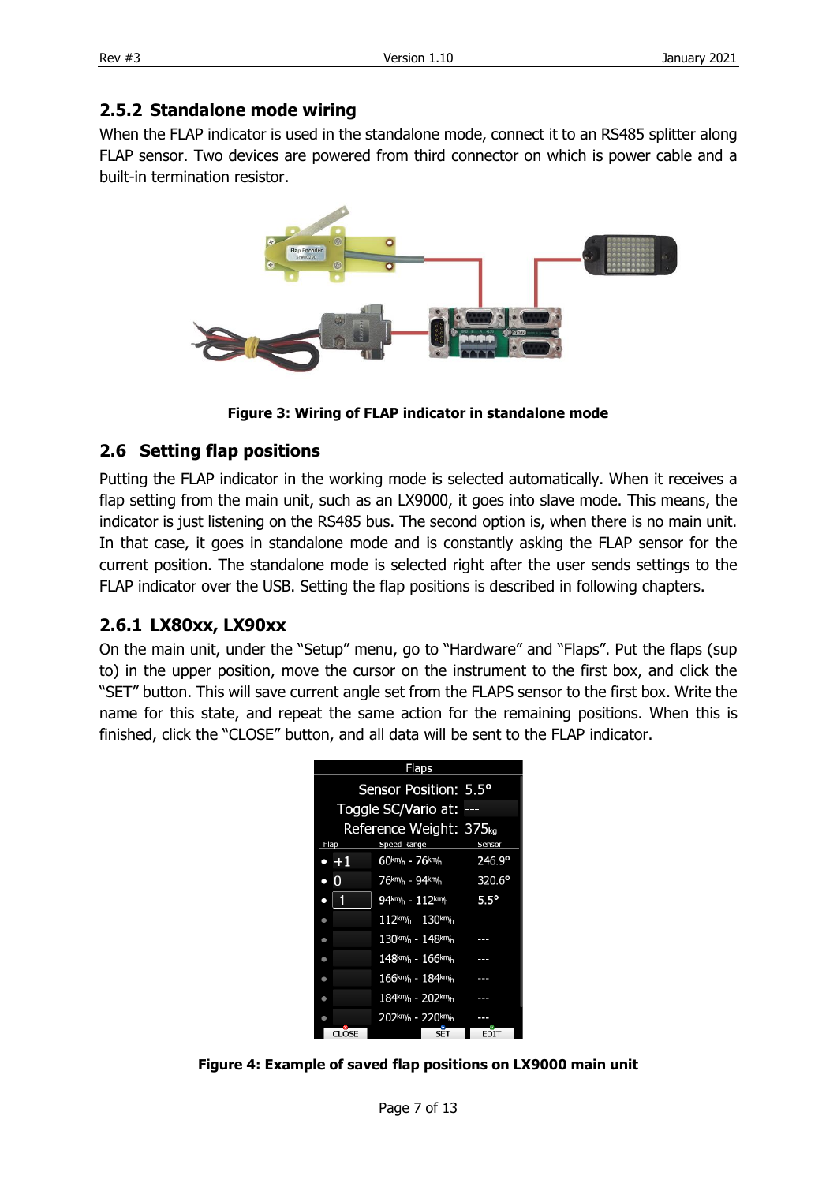### 2.5.2 Standalone mode wiring

When the FLAP indicator is used in the standalone mode, connect it to an RS485 splitter along FLAP sensor. Two devices are powered from third connector on which is power cable and a built-in termination resistor.

**Figure 3: Wiring of FLAP indicator in standalone mode**

## 2.6 Setting flap positions

Putting the FLAP indicator in the working mode is selected automatically. When it receives a flap setting from the main unit, such as an LX9000, it goes into slave mode. This means, the indicator is just listening on the RS485 bus. The second option is, when there is no main unit. In that case, it goes in standalone mode and is constantly asking the FLAP sensor for the current position. The standalone mode is selected right after the user sends settings to the FLAP indicator over the USB. Setting the flap positions is described in following chapters.

### 2.6.1 LX80xx, LX90xx

On the main unit, under the "Setup" menu, go to "Hardware" and "Flaps". Put the flaps (sup to) in the upper position, move the cursor on the instrument to the first box, and click the "SET" button. This will save current angle set from the FLAPS sensor to the first box. Write the name for this state, and repeat the same action for the remaining positions. When this is finished, click the "CLOSE" button, and all data will be sent to the FLAP indicator.

**Figure 4: Example of saved flap positions on LX9000 main unit**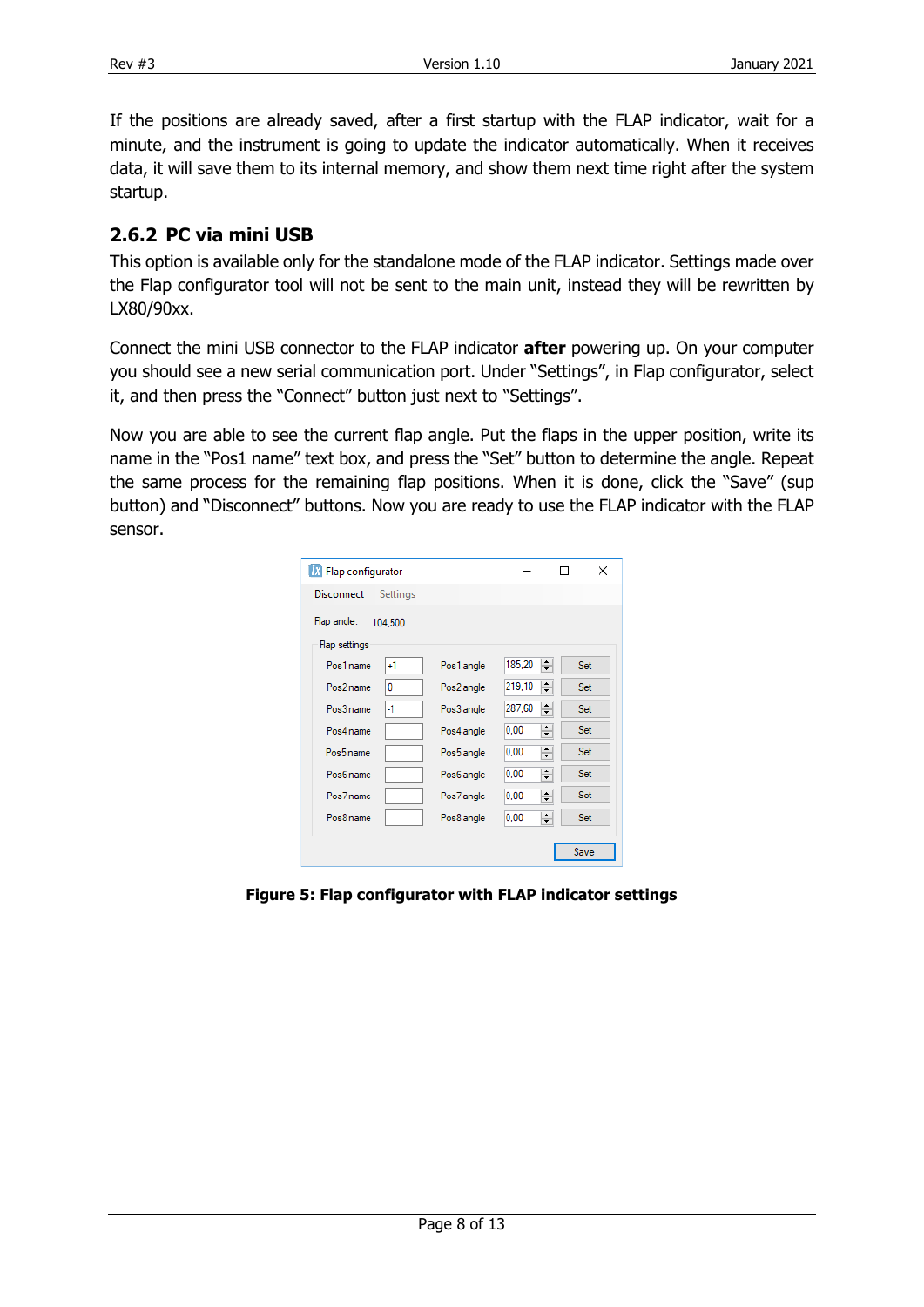If the positions are already saved, after a first startup with the FLAP indicator, wait for a minute, and the instrument is going to update the indicator automatically. When it receives data, it will save them to its internal memory, and show them next time right after the system startup.

### 2.6.2 PC via mini USB

This option is available only for the standalone mode of the FLAP indicator. Settings made over the Flap configurator tool will not be sent to the main unit, instead they will be rewritten by LX80/90xx.

Connect the mini USB connector to the FLAP indicator **after** powering up. On your computer you should see a new serial communication port. Under "Settings", in Flap configurator, select it, and then press the "Connect" button just next to "Settings".

Now you are able to see the current flap angle. Put the flaps in the upper position, write its name in the "Pos1 name" text box, and press the "Set" button to determine the angle. Repeat the same process for the remaining flap positions. When it is done, click the "Save" (sup button) and "Disconnect" buttons. Now you are ready to use the FLAP indicator with the FLAP sensor.

**Figure 5: Flap configurator with FLAP indicator settings**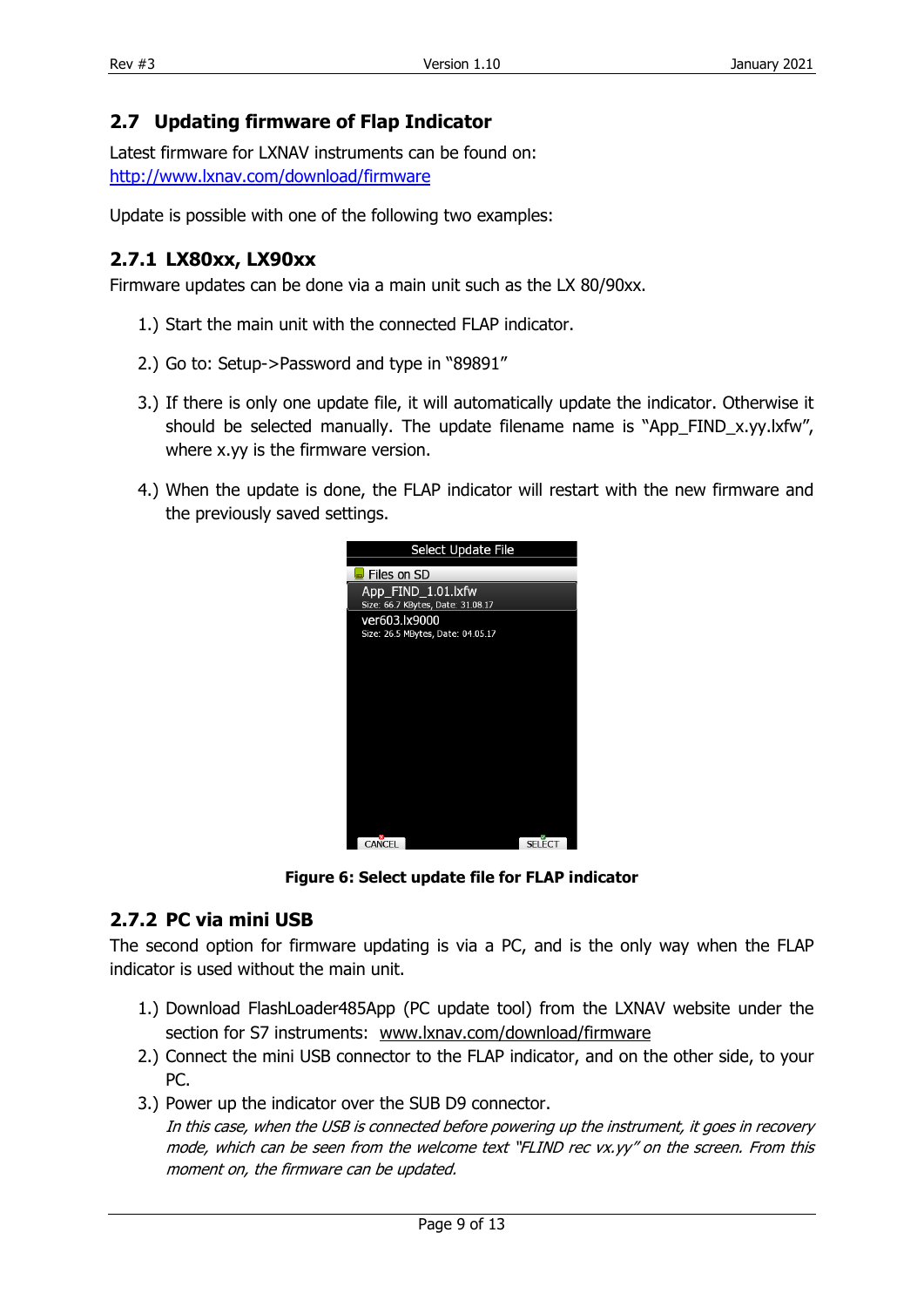## 2.7 Updating firmware of Flap Indicator

Latest firmware for LXNAV instruments can be found on:
http://www.lxnav.com/download/firmware

Update is possible with one of the following two examples:

### 2.7.1 LX80xx, LX90xx

Firmware updates can be done via a main unit such as the LX 80/90xx.

1.) Start the main unit with the connected FLAP indicator.

2.) Go to: Setup->Password and type in "89891"

3.) If there is only one update file, it will automatically update the indicator. Otherwise it should be selected manually. The update filename name is "App_FIND_x.yy.lxfw", where x.yy is the firmware version.

4.) When the update is done, the FLAP indicator will restart with the new firmware and the previously saved settings.

**Figure 6: Select update file for FLAP indicator**

### 2.7.2 PC via mini USB

The second option for firmware updating is via a PC, and is the only way when the FLAP indicator is used without the main unit.

1.) Download FlashLoader485App (PC update tool) from the LXNAV website under the section for S7 instruments: www.lxnav.com/download/firmware
2.) Connect the mini USB connector to the FLAP indicator, and on the other side, to your PC.
3.) Power up the indicator over the SUB D9 connector.
*In this case, when the USB is connected before powering up the instrument, it goes in recovery mode, which can be seen from the welcome text "FLIND rec vx.yy" on the screen. From this moment on, the firmware can be updated.*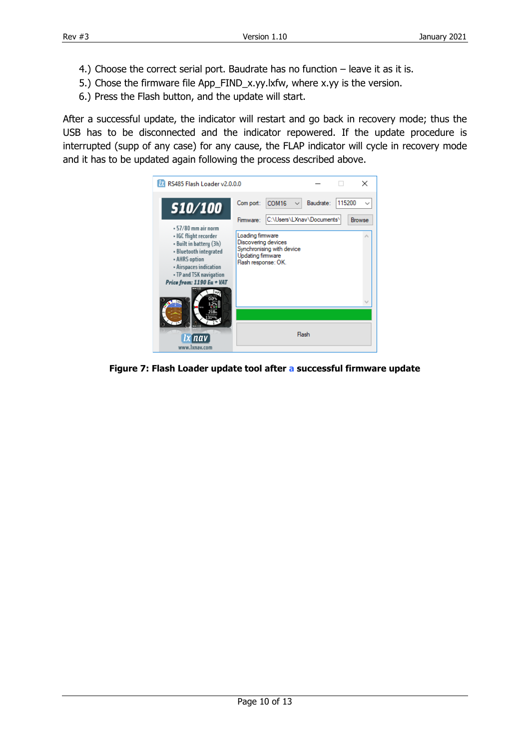4.) Choose the correct serial port. Baudrate has no function – leave it as it is.
5.) Chose the firmware file App_FIND_x.yy.lxfw, where x.yy is the version.
6.) Press the Flash button, and the update will start.

After a successful update, the indicator will restart and go back in recovery mode; thus the USB has to be disconnected and the indicator repowered. If the update procedure is interrupted (supp of any case) for any cause, the FLAP indicator will cycle in recovery mode and it has to be updated again following the process described above.

**Figure 7: Flash Loader update tool after a successful firmware update**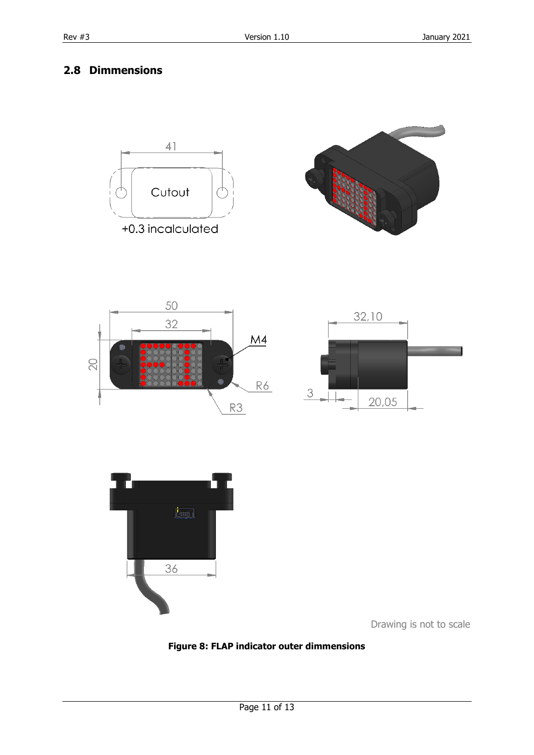## 2.8 Dimmensions

41

Cutout

+0.3 incalculated

50

32

20

M4

R6

R3

32,10

3

20,05

36

Drawing is not to scale

**Figure 8: FLAP indicator outer dimmensions**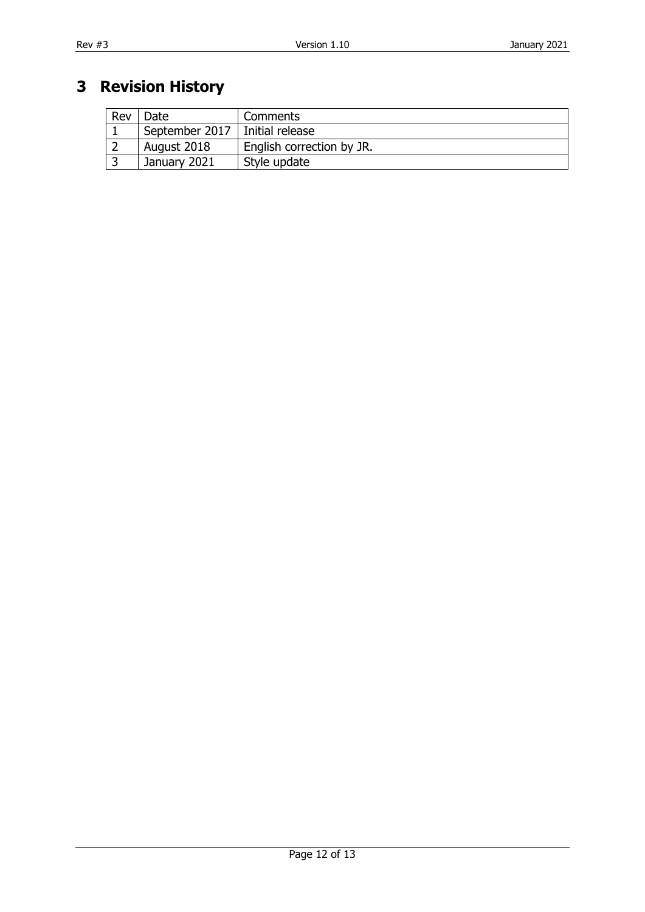# 3 Revision History

| Rev | Date | Comments |
|---|---|---|
| 1 | September 2017 | Initial release |
| 2 | August 2018 | English correction by JR. |
| 3 | January 2021 | Style update |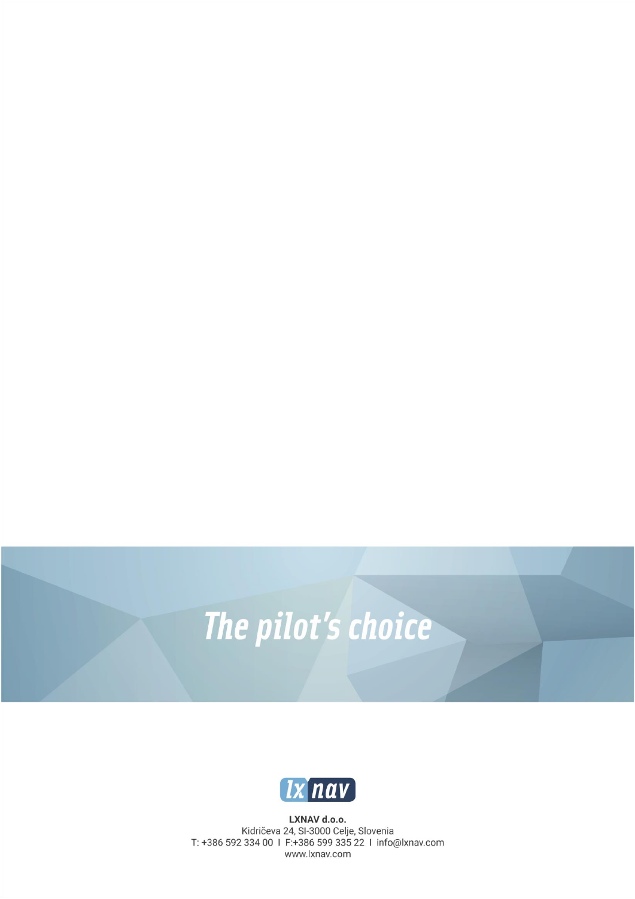*The pilot's choice*

lx nav

**LXNAV d.o.o.**
Kidričeva 24, SI-3000 Celje, Slovenia
T: +386 592 334 00 I F:+386 599 335 22 I info@lxnav.com
www.lxnav.com